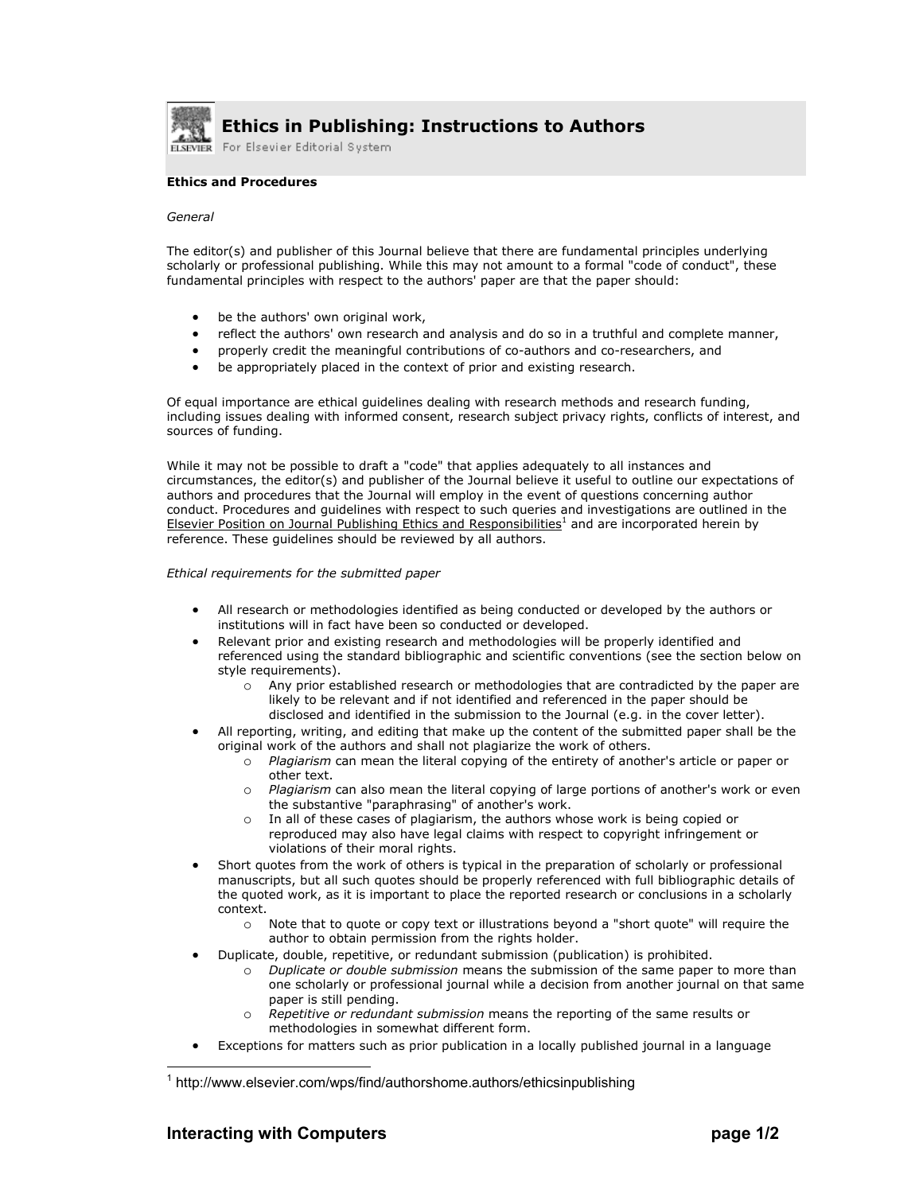# Ethics in Publishing: Instructions to Authors

For Elsevier Editorial System

**Ethics and Procedures**

*General*

The editor(s) and publisher of this Journal believe that there are fundamental principles underlying scholarly or professional publishing. While this may not amount to a formal "code of conduct", these fundamental principles with respect to the authors' paper are that the paper should:

- be the authors' own original work,
- reflect the authors' own research and analysis and do so in a truthful and complete manner,
- properly credit the meaningful contributions of co-authors and co-researchers, and
- be appropriately placed in the context of prior and existing research.

Of equal importance are ethical guidelines dealing with research methods and research funding, including issues dealing with informed consent, research subject privacy rights, conflicts of interest, and sources of funding.

While it may not be possible to draft a "code" that applies adequately to all instances and circumstances, the editor(s) and publisher of the Journal believe it useful to outline our expectations of authors and procedures that the Journal will employ in the event of questions concerning author conduct. Procedures and guidelines with respect to such queries and investigations are outlined in the Elsevier Position on Journal Publishing Ethics and Responsibilities[1] and are incorporated herein by reference. These guidelines should be reviewed by all authors.

*Ethical requirements for the submitted paper*

- All research or methodologies identified as being conducted or developed by the authors or institutions will in fact have been so conducted or developed.
- Relevant prior and existing research and methodologies will be properly identified and referenced using the standard bibliographic and scientific conventions (see the section below on style requirements).
    - Any prior established research or methodologies that are contradicted by the paper are likely to be relevant and if not identified and referenced in the paper should be disclosed and identified in the submission to the Journal (e.g. in the cover letter).
- All reporting, writing, and editing that make up the content of the submitted paper shall be the original work of the authors and shall not plagiarize the work of others.
    - *Plagiarism* can mean the literal copying of the entirety of another's article or paper or other text.
    - *Plagiarism* can also mean the literal copying of large portions of another's work or even the substantive "paraphrasing" of another's work.
    - In all of these cases of plagiarism, the authors whose work is being copied or reproduced may also have legal claims with respect to copyright infringement or violations of their moral rights.
- Short quotes from the work of others is typical in the preparation of scholarly or professional manuscripts, but all such quotes should be properly referenced with full bibliographic details of the quoted work, as it is important to place the reported research or conclusions in a scholarly context.
    - Note that to quote or copy text or illustrations beyond a "short quote" will require the author to obtain permission from the rights holder.
- Duplicate, double, repetitive, or redundant submission (publication) is prohibited.
    - *Duplicate or double submission* means the submission of the same paper to more than one scholarly or professional journal while a decision from another journal on that same paper is still pending.
    - *Repetitive or redundant submission* means the reporting of the same results or methodologies in somewhat different form.
- Exceptions for matters such as prior publication in a locally published journal in a language

[1] http://www.elsevier.com/wps/find/authorshome.authors/ethicsinpublishing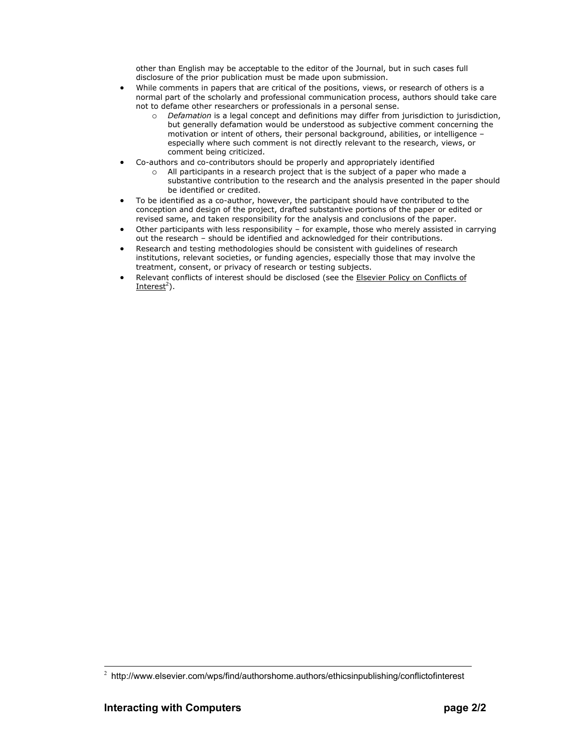other than English may be acceptable to the editor of the Journal, but in such cases full disclosure of the prior publication must be made upon submission.

- While comments in papers that are critical of the positions, views, or research of others is a normal part of the scholarly and professional communication process, authors should take care not to defame other researchers or professionals in a personal sense.
  - *Defamation* is a legal concept and definitions may differ from jurisdiction to jurisdiction, but generally defamation would be understood as subjective comment concerning the motivation or intent of others, their personal background, abilities, or intelligence – especially where such comment is not directly relevant to the research, views, or comment being criticized.
- Co-authors and co-contributors should be properly and appropriately identified
  - All participants in a research project that is the subject of a paper who made a substantive contribution to the research and the analysis presented in the paper should be identified or credited.
- To be identified as a co-author, however, the participant should have contributed to the conception and design of the project, drafted substantive portions of the paper or edited or revised same, and taken responsibility for the analysis and conclusions of the paper.
- Other participants with less responsibility – for example, those who merely assisted in carrying out the research – should be identified and acknowledged for their contributions.
- Research and testing methodologies should be consistent with guidelines of research institutions, relevant societies, or funding agencies, especially those that may involve the treatment, consent, or privacy of research or testing subjects.
- Relevant conflicts of interest should be disclosed (see the Elsevier Policy on Conflicts of Interest[2]).

[2] http://www.elsevier.com/wps/find/authorshome.authors/ethicsinpublishing/conflictofinterest